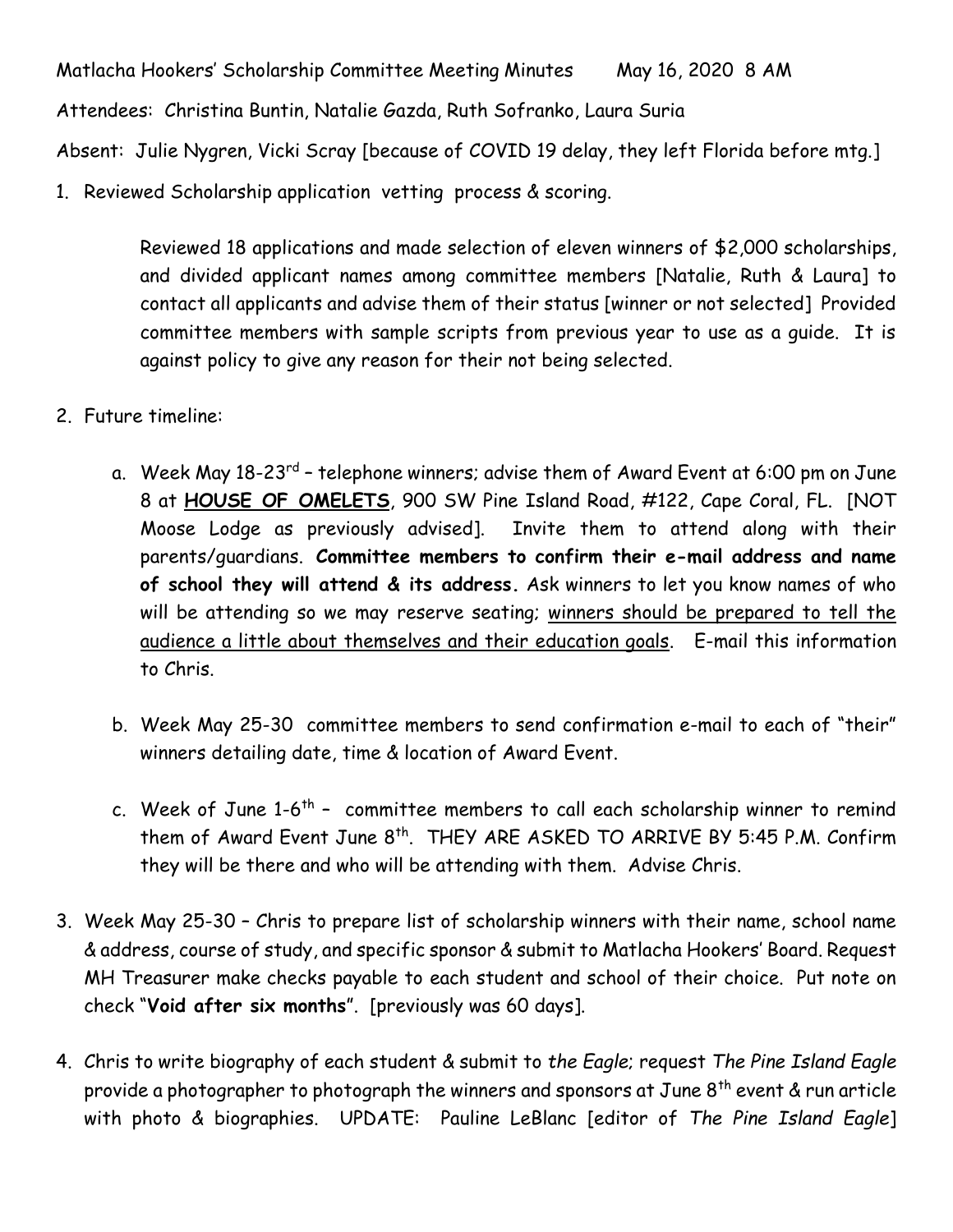Matlacha Hookers' Scholarship Committee Meeting Minutes     May 16, 2020 8 AM

Attendees: Christina Buntin, Natalie Gazda, Ruth Sofranko, Laura Suria

Absent: Julie Nygren, Vicki Scray [because of COVID 19 delay, they left Florida before mtg.]

1. Reviewed Scholarship application vetting process & scoring.

   Reviewed 18 applications and made selection of eleven winners of $2,000 scholarships, and divided applicant names among committee members [Natalie, Ruth & Laura] to contact all applicants and advise them of their status [winner or not selected] Provided committee members with sample scripts from previous year to use as a guide. It is against policy to give any reason for their not being selected.

2. Future timeline:

   a. Week May 18-23rd – telephone winners; advise them of Award Event at 6:00 pm on June 8 at **HOUSE OF OMELETS**, 900 SW Pine Island Road, #122, Cape Coral, FL. [NOT Moose Lodge as previously advised]. Invite them to attend along with their parents/guardians. **Committee members to confirm their e-mail address and name of school they will attend & its address.** Ask winners to let you know names of who will be attending so we may reserve seating; <u>winners should be prepared to tell the audience a little about themselves and their education goals</u>. E-mail this information to Chris.

   b. Week May 25-30 committee members to send confirmation e-mail to each of "their" winners detailing date, time & location of Award Event.

   c. Week of June 1-6th – committee members to call each scholarship winner to remind them of Award Event June 8th. THEY ARE ASKED TO ARRIVE BY 5:45 P.M. Confirm they will be there and who will be attending with them. Advise Chris.

3. Week May 25-30 – Chris to prepare list of scholarship winners with their name, school name & address, course of study, and specific sponsor & submit to Matlacha Hookers' Board. Request MH Treasurer make checks payable to each student and school of their choice. Put note on check "**Void after six months**". [previously was 60 days].

4. Chris to write biography of each student & submit to *the Eagle*; request *The Pine Island Eagle* provide a photographer to photograph the winners and sponsors at June 8th event & run article with photo & biographies. UPDATE: Pauline LeBlanc [editor of *The Pine Island Eagle*]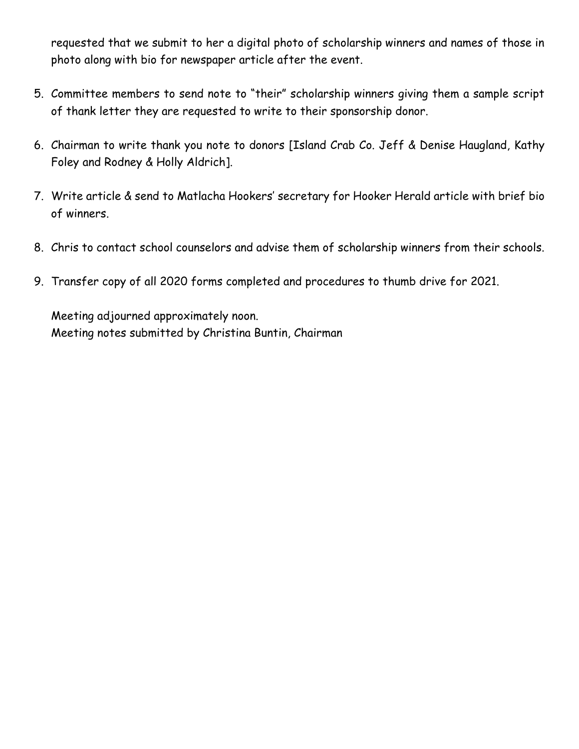requested that we submit to her a digital photo of scholarship winners and names of those in photo along with bio for newspaper article after the event.

5. Committee members to send note to "their" scholarship winners giving them a sample script of thank letter they are requested to write to their sponsorship donor.

6. Chairman to write thank you note to donors [Island Crab Co. Jeff & Denise Haugland, Kathy Foley and Rodney & Holly Aldrich].

7. Write article & send to Matlacha Hookers' secretary for Hooker Herald article with brief bio of winners.

8. Chris to contact school counselors and advise them of scholarship winners from their schools.

9. Transfer copy of all 2020 forms completed and procedures to thumb drive for 2021.

Meeting adjourned approximately noon.
Meeting notes submitted by Christina Buntin, Chairman